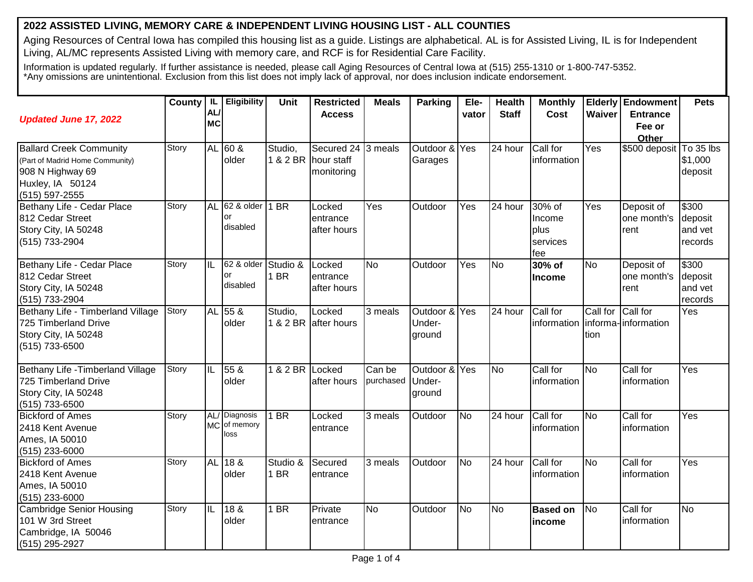# 2022 ASSISTED LIVING, MEMORY CARE & INDEPENDENT LIVING HOUSING LIST - ALL COUNTIES

Aging Resources of Central Iowa has compiled this housing list as a guide. Listings are alphabetical. AL is for Assisted Living, IL is for Independent Living, AL/MC represents Assisted Living with memory care, and RCF is for Residential Care Facility.

Information is updated regularly. If further assistance is needed, please call Aging Resources of Central Iowa at (515) 255-1310 or 1-800-747-5352.
*Any omissions are unintentional. Exclusion from this list does not imply lack of approval, nor does inclusion indicate endorsement.

| ***Updated June 17, 2022*** | County | IL AL/ MC | Eligibility | Unit | Restricted Access | Meals | Parking | Ele-vator | Health Staff | Monthly Cost | Elderly Waiver | Endowment Entrance Fee or Other | Pets |
|---|---|---|---|---|---|---|---|---|---|---|---|---|---|
| Ballard Creek Community (Part of Madrid Home Community) 908 N Highway 69 Huxley, IA 50124 (515) 597-2555 | Story | AL | 60 & older | Studio, 1 & 2 BR | Secured 24 hour staff monitoring | 3 meals | Outdoor & Garages | Yes | 24 hour | Call for information | Yes | $500 deposit | To 35 lbs $1,000 deposit |
| Bethany Life - Cedar Place 812 Cedar Street Story City, IA 50248 (515) 733-2904 | Story | AL | 62 & older or disabled | 1 BR | Locked entrance after hours | Yes | Outdoor | Yes | 24 hour | 30% of Income plus services fee | Yes | Deposit of one month's rent | $300 deposit and vet records |
| Bethany Life - Cedar Place 812 Cedar Street Story City, IA 50248 (515) 733-2904 | Story | IL | 62 & older or disabled | Studio & 1 BR | Locked entrance after hours | No | Outdoor | Yes | No | **30% of Income** | No | Deposit of one month's rent | $300 deposit and vet records |
| Bethany Life - Timberland Village 725 Timberland Drive Story City, IA 50248 (515) 733-6500 | Story | AL | 55 & older | Studio, 1 & 2 BR | Locked after hours | 3 meals | Outdoor & Under-ground | Yes | 24 hour | Call for information | Call for informa-tion | Call for information | Yes |
| Bethany Life -Timberland Village 725 Timberland Drive Story City, IA 50248 (515) 733-6500 | Story | IL | 55 & older | 1 & 2 BR | Locked after hours | Can be purchased | Outdoor & Under-ground | Yes | No | Call for information | No | Call for information | Yes |
| Bickford of Ames 2418 Kent Avenue Ames, IA 50010 (515) 233-6000 | Story | AL/ MC | Diagnosis of memory loss | 1 BR | Locked entrance | 3 meals | Outdoor | No | 24 hour | Call for information | No | Call for information | Yes |
| Bickford of Ames 2418 Kent Avenue Ames, IA 50010 (515) 233-6000 | Story | AL | 18 & older | Studio & 1 BR | Secured entrance | 3 meals | Outdoor | No | 24 hour | Call for information | No | Call for information | Yes |
| Cambridge Senior Housing 101 W 3rd Street Cambridge, IA 50046 (515) 295-2927 | Story | IL | 18 & older | 1 BR | Private entrance | No | Outdoor | No | No | **Based on income** | No | Call for information | No |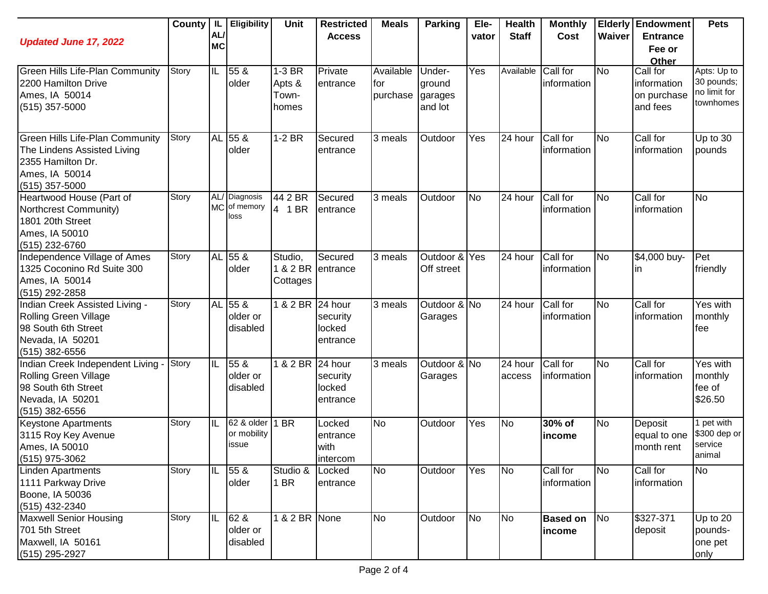| *Updated June 17, 2022* | County | IL AL/ MC | Eligibility | Unit | Restricted Access | Meals | Parking | Ele-vator | Health Staff | Monthly Cost | Elderly Waiver | Endowment Entrance Fee or Other | Pets |
|---|---|---|---|---|---|---|---|---|---|---|---|---|---|
| Green Hills Life-Plan Community<br>2200 Hamilton Drive<br>Ames, IA 50014<br>(515) 357-5000 | Story | IL | 55 & older | 1-3 BR Apts & Town-homes | Private entrance | Available for purchase | Under-ground garages and lot | Yes | Available | Call for information | No | Call for information on purchase and fees | Apts: Up to 30 pounds; no limit for townhomes |
| Green Hills Life-Plan Community<br>The Lindens Assisted Living<br>2355 Hamilton Dr.<br>Ames, IA 50014<br>(515) 357-5000 | Story | AL | 55 & older | 1-2 BR | Secured entrance | 3 meals | Outdoor | Yes | 24 hour | Call for information | No | Call for information | Up to 30 pounds |
| Heartwood House (Part of Northcrest Community)<br>1801 20th Street<br>Ames, IA 50010<br>(515) 232-6760 | Story | AL/ MC | Diagnosis of memory loss | 44 2 BR<br>4 1 BR | Secured entrance | 3 meals | Outdoor | No | 24 hour | Call for information | No | Call for information | No |
| Independence Village of Ames<br>1325 Coconino Rd Suite 300<br>Ames, IA 50014<br>(515) 292-2858 | Story | AL | 55 & older | Studio, 1 & 2 BR Cottages | Secured entrance | 3 meals | Outdoor & Off street | Yes | 24 hour | Call for information | No | $4,000 buy-in | Pet friendly |
| Indian Creek Assisted Living - Rolling Green Village<br>98 South 6th Street<br>Nevada, IA 50201<br>(515) 382-6556 | Story | AL | 55 & older or disabled | 1 & 2 BR | 24 hour security locked entrance | 3 meals | Outdoor & Garages | No | 24 hour | Call for information | No | Call for information | Yes with monthly fee |
| Indian Creek Independent Living - Rolling Green Village<br>98 South 6th Street<br>Nevada, IA 50201<br>(515) 382-6556 | Story | IL | 55 & older or disabled | 1 & 2 BR | 24 hour security locked entrance | 3 meals | Outdoor & Garages | No | 24 hour access | Call for information | No | Call for information | Yes with monthly fee of $26.50 |
| Keystone Apartments<br>3115 Roy Key Avenue<br>Ames, IA 50010<br>(515) 975-3062 | Story | IL | 62 & older or mobility issue | 1 BR | Locked entrance with intercom | No | Outdoor | Yes | No | **30% of income** | No | Deposit equal to one month rent | 1 pet with $300 dep or service animal |
| Linden Apartments<br>1111 Parkway Drive<br>Boone, IA 50036<br>(515) 432-2340 | Story | IL | 55 & older | Studio & 1 BR | Locked entrance | No | Outdoor | Yes | No | Call for information | No | Call for information | No |
| Maxwell Senior Housing<br>701 5th Street<br>Maxwell, IA 50161<br>(515) 295-2927 | Story | IL | 62 & older or disabled | 1 & 2 BR | None | No | Outdoor | No | No | **Based on income** | No | $327-371 deposit | Up to 20 pounds- one pet only |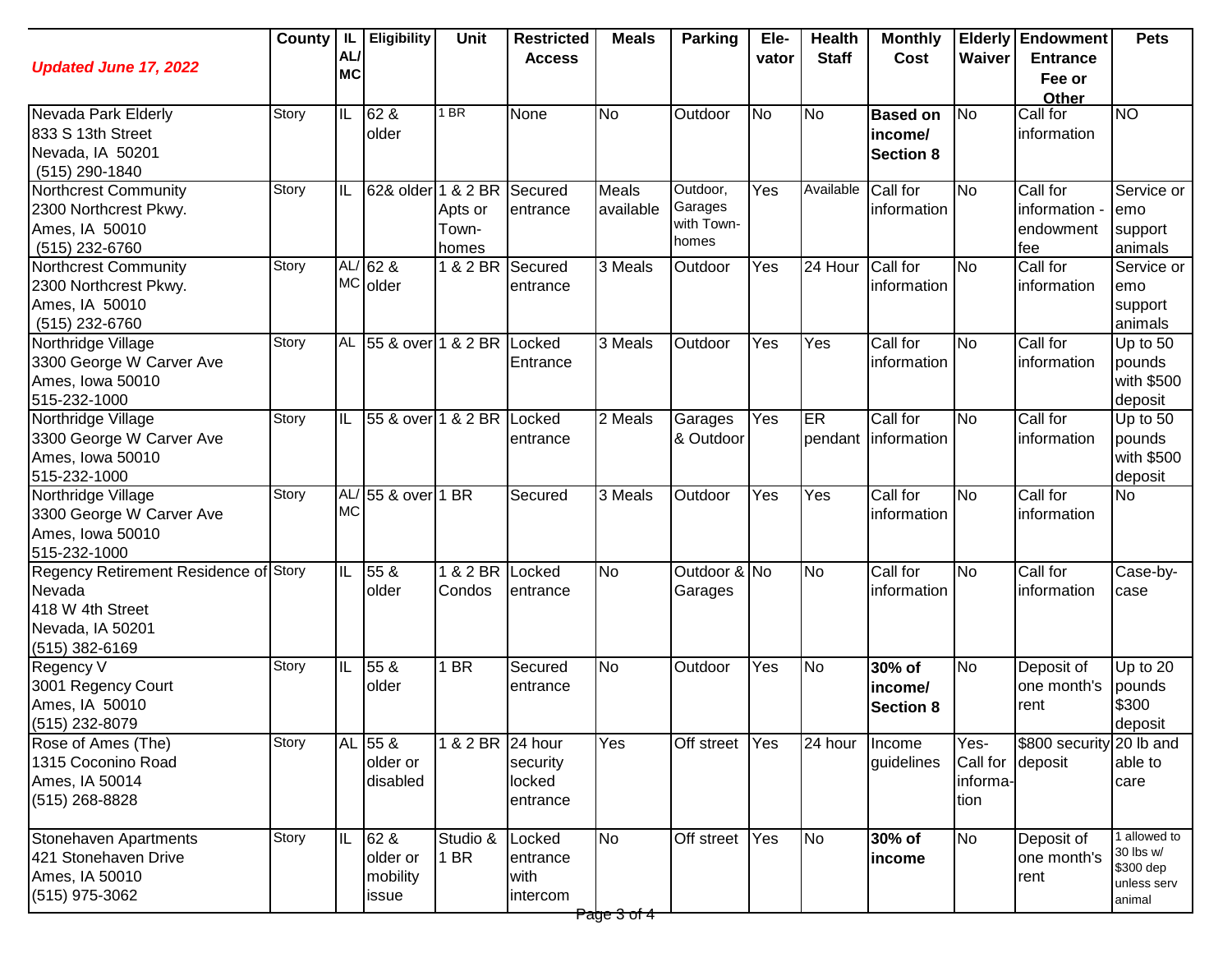| *Updated June 17, 2022* | County | IL AL/ MC | Eligibility | Unit | Restricted Access | Meals | Parking | Ele-vator | Health Staff | Monthly Cost | Elderly Waiver | Endowment Entrance Fee or Other | Pets |
|---|---|---|---|---|---|---|---|---|---|---|---|---|---|
| Nevada Park Elderly<br>833 S 13th Street<br>Nevada, IA 50201<br>(515) 290-1840 | Story | IL | 62 & older | 1 BR | None | No | Outdoor | No | No | **Based on income/ Section 8** | No | Call for information | NO |
| Northcrest Community<br>2300 Northcrest Pkwy.<br>Ames, IA 50010<br>(515) 232-6760 | Story | IL | 62& older | 1 & 2 BR Apts or Town-homes | Secured entrance | Meals available | Outdoor, Garages with Town-homes | Yes | Available | Call for information | No | Call for information - endowment fee | Service or emo support animals |
| Northcrest Community<br>2300 Northcrest Pkwy.<br>Ames, IA 50010<br>(515) 232-6760 | Story | AL/ MC | 62 & older | 1 & 2 BR | Secured entrance | 3 Meals | Outdoor | Yes | 24 Hour | Call for information | No | Call for information | Service or emo support animals |
| Northridge Village<br>3300 George W Carver Ave<br>Ames, Iowa 50010<br>515-232-1000 | Story | AL | 55 & over | 1 & 2 BR | Locked Entrance | 3 Meals | Outdoor | Yes | Yes | Call for information | No | Call for information | Up to 50 pounds with $500 deposit |
| Northridge Village<br>3300 George W Carver Ave<br>Ames, Iowa 50010<br>515-232-1000 | Story | IL | 55 & over | 1 & 2 BR | Locked entrance | 2 Meals | Garages & Outdoor | Yes | ER pendant | Call for information | No | Call for information | Up to 50 pounds with $500 deposit |
| Northridge Village<br>3300 George W Carver Ave<br>Ames, Iowa 50010<br>515-232-1000 | Story | AL/ MC | 55 & over | 1 BR | Secured | 3 Meals | Outdoor | Yes | Yes | Call for information | No | Call for information | No |
| Regency Retirement Residence of Nevada<br>418 W 4th Street<br>Nevada, IA 50201<br>(515) 382-6169 | Story | IL | 55 & older | 1 & 2 BR Condos | Locked entrance | No | Outdoor & Garages | No | No | Call for information | No | Call for information | Case-by-case |
| Regency V<br>3001 Regency Court<br>Ames, IA 50010<br>(515) 232-8079 | Story | IL | 55 & older | 1 BR | Secured entrance | No | Outdoor | Yes | No | **30% of income/ Section 8** | No | Deposit of one month's rent | Up to 20 pounds $300 deposit |
| Rose of Ames (The)<br>1315 Coconino Road<br>Ames, IA 50014<br>(515) 268-8828 | Story | AL | 55 & older or disabled | 1 & 2 BR | 24 hour security locked entrance | Yes | Off street | Yes | 24 hour | Income guidelines | Yes- Call for informa-tion | $800 security deposit | 20 lb and able to care |
| Stonehaven Apartments<br>421 Stonehaven Drive<br>Ames, IA 50010<br>(515) 975-3062 | Story | IL | 62 & older or mobility issue | Studio & 1 BR | Locked entrance with intercom | No | Off street | Yes | No | **30% of income** | No | Deposit of one month's rent | 1 allowed to 30 lbs w/ $300 dep unless serv animal |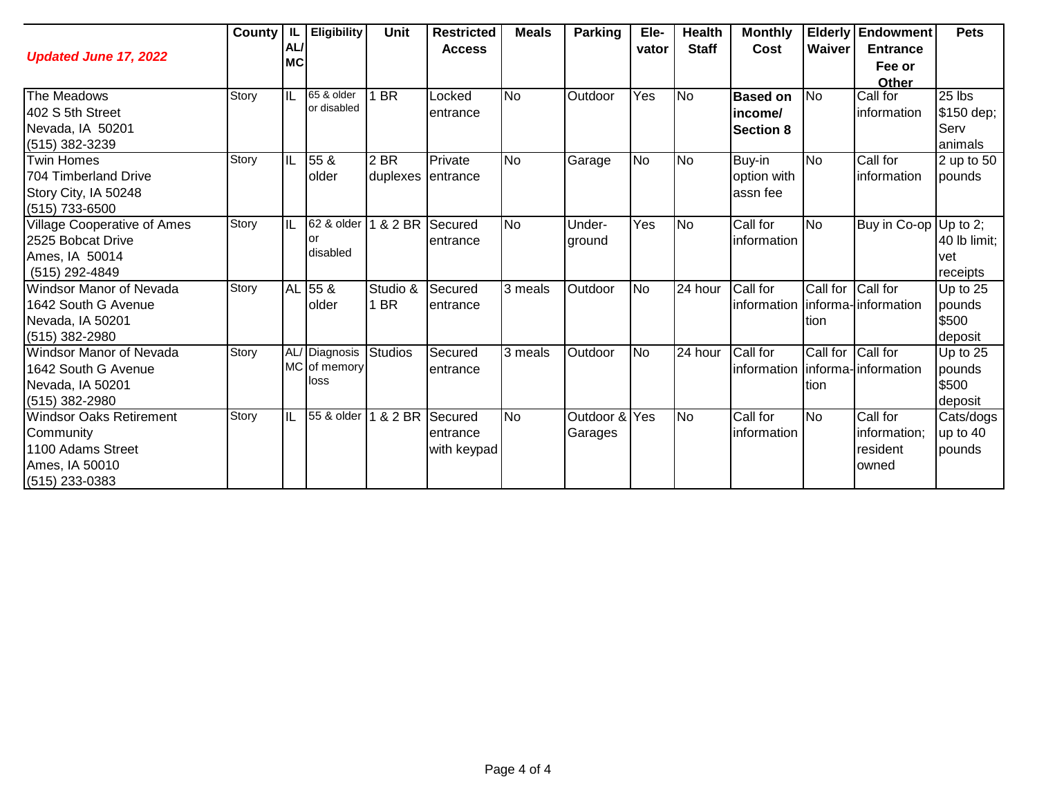| ***Updated June 17, 2022*** | County | IL AL/ MC | Eligibility | Unit | Restricted Access | Meals | Parking | Ele-vator | Health Staff | Monthly Cost | Elderly Waiver | Endowment Entrance Fee or Other | Pets |
|---|---|---|---|---|---|---|---|---|---|---|---|---|---|
| The Meadows<br>402 S 5th Street<br>Nevada, IA 50201<br>(515) 382-3239 | Story | IL | 65 & older or disabled | 1 BR | Locked entrance | No | Outdoor | Yes | No | **Based on income/ Section 8** | No | Call for information | 25 lbs $150 dep; Serv animals |
| Twin Homes<br>704 Timberland Drive<br>Story City, IA 50248<br>(515) 733-6500 | Story | IL | 55 & older | 2 BR duplexes | Private entrance | No | Garage | No | No | Buy-in option with assn fee | No | Call for information | 2 up to 50 pounds |
| Village Cooperative of Ames<br>2525 Bobcat Drive<br>Ames, IA 50014<br>(515) 292-4849 | Story | IL | 62 & older or disabled | 1 & 2 BR | Secured entrance | No | Under-ground | Yes | No | Call for information | No | Buy in Co-op | Up to 2; 40 lb limit; vet receipts |
| Windsor Manor of Nevada<br>1642 South G Avenue<br>Nevada, IA 50201<br>(515) 382-2980 | Story | AL | 55 & older | Studio & 1 BR | Secured entrance | 3 meals | Outdoor | No | 24 hour | Call for information | Call for informa-tion | Call for information | Up to 25 pounds $500 deposit |
| Windsor Manor of Nevada<br>1642 South G Avenue<br>Nevada, IA 50201<br>(515) 382-2980 | Story | AL/ MC | Diagnosis of memory loss | Studios | Secured entrance | 3 meals | Outdoor | No | 24 hour | Call for information | Call for informa-tion | Call for information | Up to 25 pounds $500 deposit |
| Windsor Oaks Retirement Community<br>1100 Adams Street<br>Ames, IA 50010<br>(515) 233-0383 | Story | IL | 55 & older | 1 & 2 BR | Secured entrance with keypad | No | Outdoor & Garages | Yes | No | Call for information | No | Call for information; resident owned | Cats/dogs up to 40 pounds |